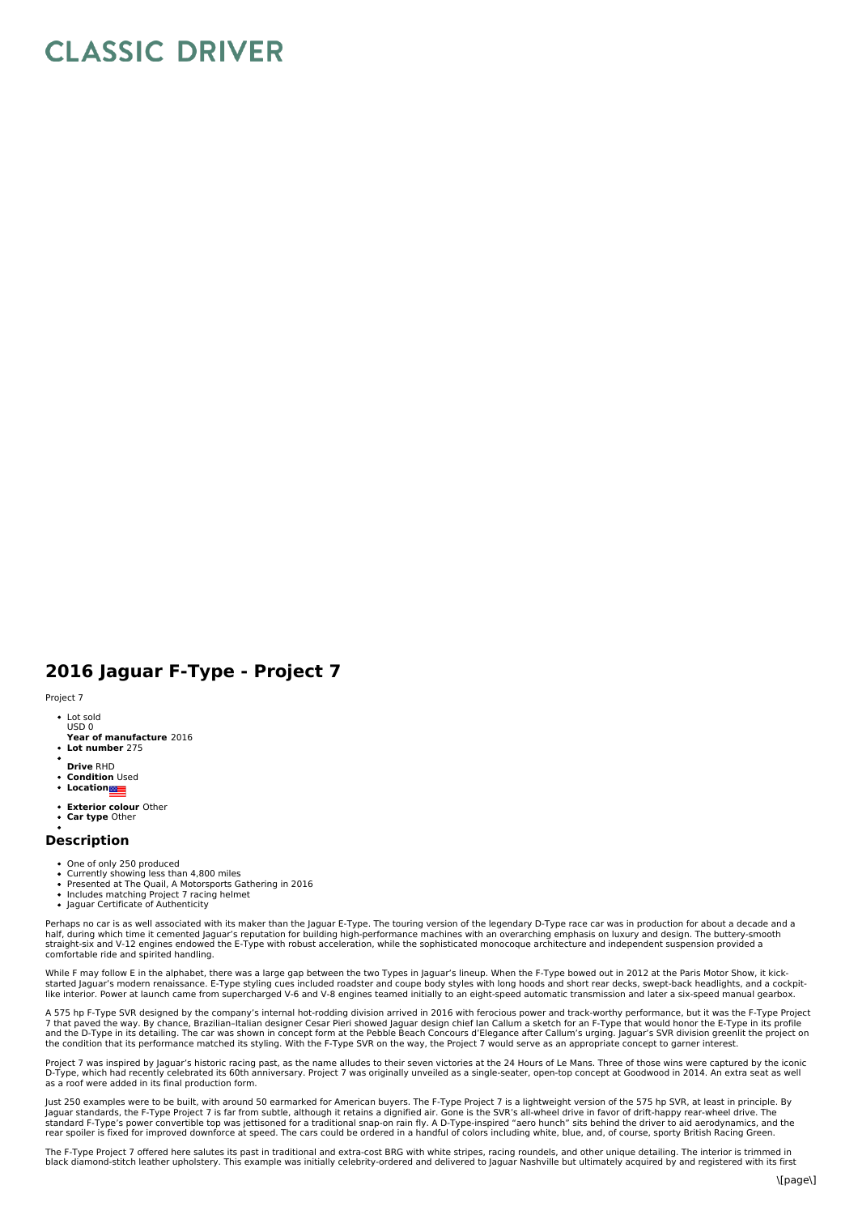# CLASSIC DRIVER

## 2016 Jaguar F-Type - Project 7

Project 7

- Lot sold
  USD 0
  **Year of manufacture** 2016
- **Lot number** 275
-
  **Drive** RHD
- **Condition** Used
- **Location**
- **Exterior colour** Other
- **Car type** Other
-

## Description

- One of only 250 produced
- Currently showing less than 4,800 miles
- Presented at The Quail, A Motorsports Gathering in 2016
- Includes matching Project 7 racing helmet
- Jaguar Certificate of Authenticity

Perhaps no car is as well associated with its maker than the Jaguar E-Type. The touring version of the legendary D-Type race car was in production for about a decade and a half, during which time it cemented Jaguar's reputation for building high-performance machines with an overarching emphasis on luxury and design. The buttery-smooth straight-six and V-12 engines endowed the E-Type with robust acceleration, while the sophisticated monocoque architecture and independent suspension provided a comfortable ride and spirited handling.

While F may follow E in the alphabet, there was a large gap between the two Types in Jaguar's lineup. When the F-Type bowed out in 2012 at the Paris Motor Show, it kick-started Jaguar's modern renaissance. E-Type styling cues included roadster and coupe body styles with long hoods and short rear decks, swept-back headlights, and a cockpit-like interior. Power at launch came from supercharged V-6 and V-8 engines teamed initially to an eight-speed automatic transmission and later a six-speed manual gearbox.

A 575 hp F-Type SVR designed by the company's internal hot-rodding division arrived in 2016 with ferocious power and track-worthy performance, but it was the F-Type Project 7 that paved the way. By chance, Brazilian–Italian designer Cesar Pieri showed Jaguar design chief Ian Callum a sketch for an F-Type that would honor the E-Type in its profile and the D-Type in its detailing. The car was shown in concept form at the Pebble Beach Concours d'Elegance after Callum's urging. Jaguar's SVR division greenlit the project on the condition that its performance matched its styling. With the F-Type SVR on the way, the Project 7 would serve as an appropriate concept to garner interest.

Project 7 was inspired by Jaguar's historic racing past, as the name alludes to their seven victories at the 24 Hours of Le Mans. Three of those wins were captured by the iconic D-Type, which had recently celebrated its 60th anniversary. Project 7 was originally unveiled as a single-seater, open-top concept at Goodwood in 2014. An extra seat as well as a roof were added in its final production form.

Just 250 examples were to be built, with around 50 earmarked for American buyers. The F-Type Project 7 is a lightweight version of the 575 hp SVR, at least in principle. By Jaguar standards, the F-Type Project 7 is far from subtle, although it retains a dignified air. Gone is the SVR's all-wheel drive in favor of drift-happy rear-wheel drive. The standard F-Type's power convertible top was jettisoned for a traditional snap-on rain fly. A D-Type-inspired "aero hunch" sits behind the driver to aid aerodynamics, and the rear spoiler is fixed for improved downforce at speed. The cars could be ordered in a handful of colors including white, blue, and, of course, sporty British Racing Green.

The F-Type Project 7 offered here salutes its past in traditional and extra-cost BRG with white stripes, racing roundels, and other unique detailing. The interior is trimmed in black diamond-stitch leather upholstery. This example was initially celebrity-ordered and delivered to Jaguar Nashville but ultimately acquired by and registered with its first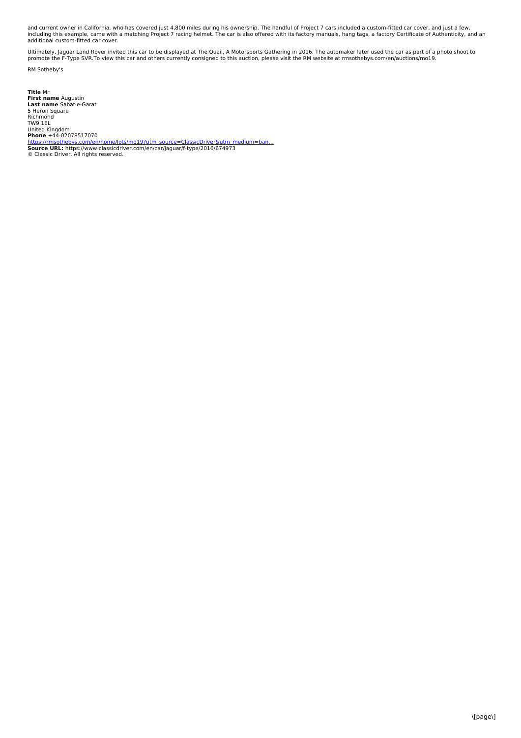and current owner in California, who has covered just 4,800 miles during his ownership. The handful of Project 7 cars included a custom-fitted car cover, and just a few, including this example, came with a matching Project 7 racing helmet. The car is also offered with its factory manuals, hang tags, a factory Certificate of Authenticity, and an additional custom-fitted car cover.

Ultimately, Jaguar Land Rover invited this car to be displayed at The Quail, A Motorsports Gathering in 2016. The automaker later used the car as part of a photo shoot to promote the F-Type SVR.To view this car and others currently consigned to this auction, please visit the RM website at rmsothebys.com/en/auctions/mo19.

RM Sotheby's

**Title** Mr
**First name** Augustin
**Last name** Sabatie-Garat
5 Heron Square
Richmond
TW9 1EL
United Kingdom
**Phone** +44-02078517070
https://rmsothebys.com/en/home/lots/mo19?utm_source=ClassicDriver&utm_medium=ban...
**Source URL:** https://www.classicdriver.com/en/car/jaguar/f-type/2016/674973
© Classic Driver. All rights reserved.